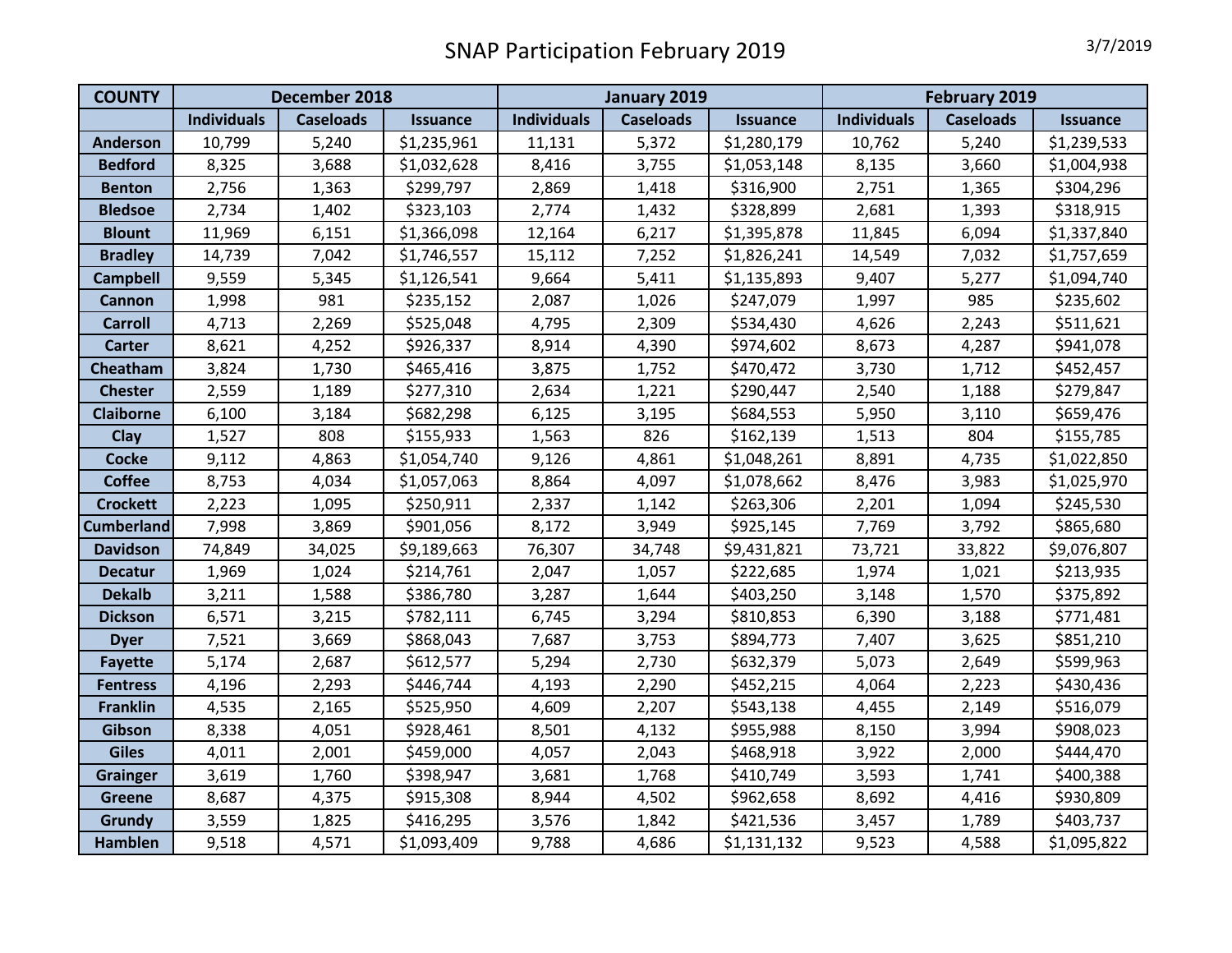# SNAP Participation February 2019

3/7/2019

| COUNTY | December 2018 | | | January 2019 | | | February 2019 | | |
|---|---|---|---|---|---|---|---|---|---|
| | Individuals | Caseloads | Issuance | Individuals | Caseloads | Issuance | Individuals | Caseloads | Issuance |
| Anderson | 10,799 | 5,240 | $1,235,961 | 11,131 | 5,372 | $1,280,179 | 10,762 | 5,240 | $1,239,533 |
| Bedford | 8,325 | 3,688 | $1,032,628 | 8,416 | 3,755 | $1,053,148 | 8,135 | 3,660 | $1,004,938 |
| Benton | 2,756 | 1,363 | $299,797 | 2,869 | 1,418 | $316,900 | 2,751 | 1,365 | $304,296 |
| Bledsoe | 2,734 | 1,402 | $323,103 | 2,774 | 1,432 | $328,899 | 2,681 | 1,393 | $318,915 |
| Blount | 11,969 | 6,151 | $1,366,098 | 12,164 | 6,217 | $1,395,878 | 11,845 | 6,094 | $1,337,840 |
| Bradley | 14,739 | 7,042 | $1,746,557 | 15,112 | 7,252 | $1,826,241 | 14,549 | 7,032 | $1,757,659 |
| Campbell | 9,559 | 5,345 | $1,126,541 | 9,664 | 5,411 | $1,135,893 | 9,407 | 5,277 | $1,094,740 |
| Cannon | 1,998 | 981 | $235,152 | 2,087 | 1,026 | $247,079 | 1,997 | 985 | $235,602 |
| Carroll | 4,713 | 2,269 | $525,048 | 4,795 | 2,309 | $534,430 | 4,626 | 2,243 | $511,621 |
| Carter | 8,621 | 4,252 | $926,337 | 8,914 | 4,390 | $974,602 | 8,673 | 4,287 | $941,078 |
| Cheatham | 3,824 | 1,730 | $465,416 | 3,875 | 1,752 | $470,472 | 3,730 | 1,712 | $452,457 |
| Chester | 2,559 | 1,189 | $277,310 | 2,634 | 1,221 | $290,447 | 2,540 | 1,188 | $279,847 |
| Claiborne | 6,100 | 3,184 | $682,298 | 6,125 | 3,195 | $684,553 | 5,950 | 3,110 | $659,476 |
| Clay | 1,527 | 808 | $155,933 | 1,563 | 826 | $162,139 | 1,513 | 804 | $155,785 |
| Cocke | 9,112 | 4,863 | $1,054,740 | 9,126 | 4,861 | $1,048,261 | 8,891 | 4,735 | $1,022,850 |
| Coffee | 8,753 | 4,034 | $1,057,063 | 8,864 | 4,097 | $1,078,662 | 8,476 | 3,983 | $1,025,970 |
| Crockett | 2,223 | 1,095 | $250,911 | 2,337 | 1,142 | $263,306 | 2,201 | 1,094 | $245,530 |
| Cumberland | 7,998 | 3,869 | $901,056 | 8,172 | 3,949 | $925,145 | 7,769 | 3,792 | $865,680 |
| Davidson | 74,849 | 34,025 | $9,189,663 | 76,307 | 34,748 | $9,431,821 | 73,721 | 33,822 | $9,076,807 |
| Decatur | 1,969 | 1,024 | $214,761 | 2,047 | 1,057 | $222,685 | 1,974 | 1,021 | $213,935 |
| Dekalb | 3,211 | 1,588 | $386,780 | 3,287 | 1,644 | $403,250 | 3,148 | 1,570 | $375,892 |
| Dickson | 6,571 | 3,215 | $782,111 | 6,745 | 3,294 | $810,853 | 6,390 | 3,188 | $771,481 |
| Dyer | 7,521 | 3,669 | $868,043 | 7,687 | 3,753 | $894,773 | 7,407 | 3,625 | $851,210 |
| Fayette | 5,174 | 2,687 | $612,577 | 5,294 | 2,730 | $632,379 | 5,073 | 2,649 | $599,963 |
| Fentress | 4,196 | 2,293 | $446,744 | 4,193 | 2,290 | $452,215 | 4,064 | 2,223 | $430,436 |
| Franklin | 4,535 | 2,165 | $525,950 | 4,609 | 2,207 | $543,138 | 4,455 | 2,149 | $516,079 |
| Gibson | 8,338 | 4,051 | $928,461 | 8,501 | 4,132 | $955,988 | 8,150 | 3,994 | $908,023 |
| Giles | 4,011 | 2,001 | $459,000 | 4,057 | 2,043 | $468,918 | 3,922 | 2,000 | $444,470 |
| Grainger | 3,619 | 1,760 | $398,947 | 3,681 | 1,768 | $410,749 | 3,593 | 1,741 | $400,388 |
| Greene | 8,687 | 4,375 | $915,308 | 8,944 | 4,502 | $962,658 | 8,692 | 4,416 | $930,809 |
| Grundy | 3,559 | 1,825 | $416,295 | 3,576 | 1,842 | $421,536 | 3,457 | 1,789 | $403,737 |
| Hamblen | 9,518 | 4,571 | $1,093,409 | 9,788 | 4,686 | $1,131,132 | 9,523 | 4,588 | $1,095,822 |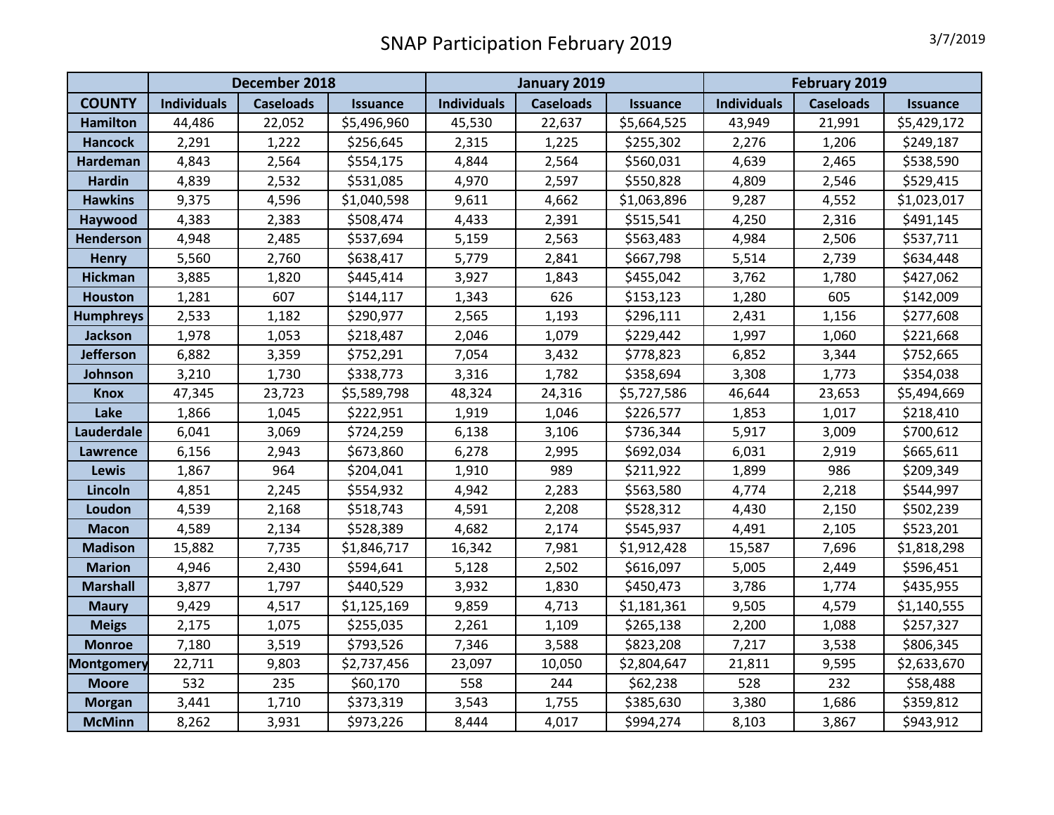# SNAP Participation February 2019

3/7/2019

| | December 2018 | | | January 2019 | | | February 2019 | | |
|---|---|---|---|---|---|---|---|---|---|
| **COUNTY** | **Individuals** | **Caseloads** | **Issuance** | **Individuals** | **Caseloads** | **Issuance** | **Individuals** | **Caseloads** | **Issuance** |
| **Hamilton** | 44,486 | 22,052 | $5,496,960 | 45,530 | 22,637 | $5,664,525 | 43,949 | 21,991 | $5,429,172 |
| **Hancock** | 2,291 | 1,222 | $256,645 | 2,315 | 1,225 | $255,302 | 2,276 | 1,206 | $249,187 |
| **Hardeman** | 4,843 | 2,564 | $554,175 | 4,844 | 2,564 | $560,031 | 4,639 | 2,465 | $538,590 |
| **Hardin** | 4,839 | 2,532 | $531,085 | 4,970 | 2,597 | $550,828 | 4,809 | 2,546 | $529,415 |
| **Hawkins** | 9,375 | 4,596 | $1,040,598 | 9,611 | 4,662 | $1,063,896 | 9,287 | 4,552 | $1,023,017 |
| **Haywood** | 4,383 | 2,383 | $508,474 | 4,433 | 2,391 | $515,541 | 4,250 | 2,316 | $491,145 |
| **Henderson** | 4,948 | 2,485 | $537,694 | 5,159 | 2,563 | $563,483 | 4,984 | 2,506 | $537,711 |
| **Henry** | 5,560 | 2,760 | $638,417 | 5,779 | 2,841 | $667,798 | 5,514 | 2,739 | $634,448 |
| **Hickman** | 3,885 | 1,820 | $445,414 | 3,927 | 1,843 | $455,042 | 3,762 | 1,780 | $427,062 |
| **Houston** | 1,281 | 607 | $144,117 | 1,343 | 626 | $153,123 | 1,280 | 605 | $142,009 |
| **Humphreys** | 2,533 | 1,182 | $290,977 | 2,565 | 1,193 | $296,111 | 2,431 | 1,156 | $277,608 |
| **Jackson** | 1,978 | 1,053 | $218,487 | 2,046 | 1,079 | $229,442 | 1,997 | 1,060 | $221,668 |
| **Jefferson** | 6,882 | 3,359 | $752,291 | 7,054 | 3,432 | $778,823 | 6,852 | 3,344 | $752,665 |
| **Johnson** | 3,210 | 1,730 | $338,773 | 3,316 | 1,782 | $358,694 | 3,308 | 1,773 | $354,038 |
| **Knox** | 47,345 | 23,723 | $5,589,798 | 48,324 | 24,316 | $5,727,586 | 46,644 | 23,653 | $5,494,669 |
| **Lake** | 1,866 | 1,045 | $222,951 | 1,919 | 1,046 | $226,577 | 1,853 | 1,017 | $218,410 |
| **Lauderdale** | 6,041 | 3,069 | $724,259 | 6,138 | 3,106 | $736,344 | 5,917 | 3,009 | $700,612 |
| **Lawrence** | 6,156 | 2,943 | $673,860 | 6,278 | 2,995 | $692,034 | 6,031 | 2,919 | $665,611 |
| **Lewis** | 1,867 | 964 | $204,041 | 1,910 | 989 | $211,922 | 1,899 | 986 | $209,349 |
| **Lincoln** | 4,851 | 2,245 | $554,932 | 4,942 | 2,283 | $563,580 | 4,774 | 2,218 | $544,997 |
| **Loudon** | 4,539 | 2,168 | $518,743 | 4,591 | 2,208 | $528,312 | 4,430 | 2,150 | $502,239 |
| **Macon** | 4,589 | 2,134 | $528,389 | 4,682 | 2,174 | $545,937 | 4,491 | 2,105 | $523,201 |
| **Madison** | 15,882 | 7,735 | $1,846,717 | 16,342 | 7,981 | $1,912,428 | 15,587 | 7,696 | $1,818,298 |
| **Marion** | 4,946 | 2,430 | $594,641 | 5,128 | 2,502 | $616,097 | 5,005 | 2,449 | $596,451 |
| **Marshall** | 3,877 | 1,797 | $440,529 | 3,932 | 1,830 | $450,473 | 3,786 | 1,774 | $435,955 |
| **Maury** | 9,429 | 4,517 | $1,125,169 | 9,859 | 4,713 | $1,181,361 | 9,505 | 4,579 | $1,140,555 |
| **Meigs** | 2,175 | 1,075 | $255,035 | 2,261 | 1,109 | $265,138 | 2,200 | 1,088 | $257,327 |
| **Monroe** | 7,180 | 3,519 | $793,526 | 7,346 | 3,588 | $823,208 | 7,217 | 3,538 | $806,345 |
| **Montgomery** | 22,711 | 9,803 | $2,737,456 | 23,097 | 10,050 | $2,804,647 | 21,811 | 9,595 | $2,633,670 |
| **Moore** | 532 | 235 | $60,170 | 558 | 244 | $62,238 | 528 | 232 | $58,488 |
| **Morgan** | 3,441 | 1,710 | $373,319 | 3,543 | 1,755 | $385,630 | 3,380 | 1,686 | $359,812 |
| **McMinn** | 8,262 | 3,931 | $973,226 | 8,444 | 4,017 | $994,274 | 8,103 | 3,867 | $943,912 |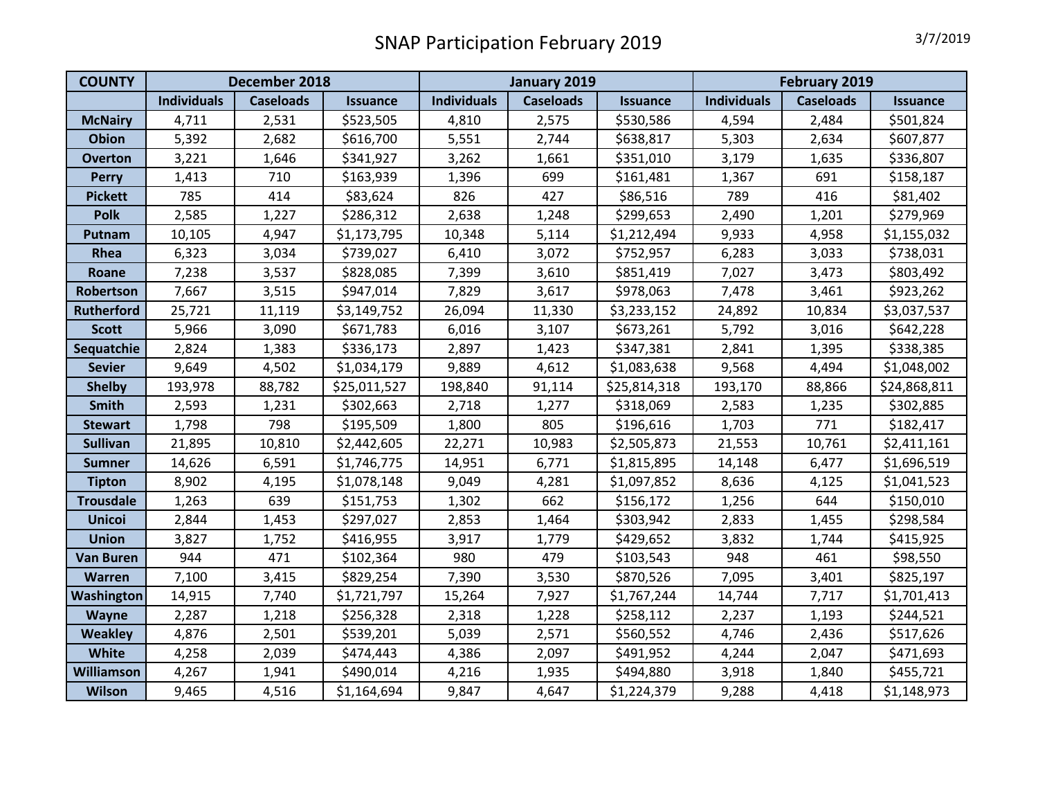# SNAP Participation February 2019

3/7/2019

| COUNTY | December 2018 | | | January 2019 | | | February 2019 | | |
|---|---|---|---|---|---|---|---|---|---|
| | Individuals | Caseloads | Issuance | Individuals | Caseloads | Issuance | Individuals | Caseloads | Issuance |
| McNairy | 4,711 | 2,531 | $523,505 | 4,810 | 2,575 | $530,586 | 4,594 | 2,484 | $501,824 |
| Obion | 5,392 | 2,682 | $616,700 | 5,551 | 2,744 | $638,817 | 5,303 | 2,634 | $607,877 |
| Overton | 3,221 | 1,646 | $341,927 | 3,262 | 1,661 | $351,010 | 3,179 | 1,635 | $336,807 |
| Perry | 1,413 | 710 | $163,939 | 1,396 | 699 | $161,481 | 1,367 | 691 | $158,187 |
| Pickett | 785 | 414 | $83,624 | 826 | 427 | $86,516 | 789 | 416 | $81,402 |
| Polk | 2,585 | 1,227 | $286,312 | 2,638 | 1,248 | $299,653 | 2,490 | 1,201 | $279,969 |
| Putnam | 10,105 | 4,947 | $1,173,795 | 10,348 | 5,114 | $1,212,494 | 9,933 | 4,958 | $1,155,032 |
| Rhea | 6,323 | 3,034 | $739,027 | 6,410 | 3,072 | $752,957 | 6,283 | 3,033 | $738,031 |
| Roane | 7,238 | 3,537 | $828,085 | 7,399 | 3,610 | $851,419 | 7,027 | 3,473 | $803,492 |
| Robertson | 7,667 | 3,515 | $947,014 | 7,829 | 3,617 | $978,063 | 7,478 | 3,461 | $923,262 |
| Rutherford | 25,721 | 11,119 | $3,149,752 | 26,094 | 11,330 | $3,233,152 | 24,892 | 10,834 | $3,037,537 |
| Scott | 5,966 | 3,090 | $671,783 | 6,016 | 3,107 | $673,261 | 5,792 | 3,016 | $642,228 |
| Sequatchie | 2,824 | 1,383 | $336,173 | 2,897 | 1,423 | $347,381 | 2,841 | 1,395 | $338,385 |
| Sevier | 9,649 | 4,502 | $1,034,179 | 9,889 | 4,612 | $1,083,638 | 9,568 | 4,494 | $1,048,002 |
| Shelby | 193,978 | 88,782 | $25,011,527 | 198,840 | 91,114 | $25,814,318 | 193,170 | 88,866 | $24,868,811 |
| Smith | 2,593 | 1,231 | $302,663 | 2,718 | 1,277 | $318,069 | 2,583 | 1,235 | $302,885 |
| Stewart | 1,798 | 798 | $195,509 | 1,800 | 805 | $196,616 | 1,703 | 771 | $182,417 |
| Sullivan | 21,895 | 10,810 | $2,442,605 | 22,271 | 10,983 | $2,505,873 | 21,553 | 10,761 | $2,411,161 |
| Sumner | 14,626 | 6,591 | $1,746,775 | 14,951 | 6,771 | $1,815,895 | 14,148 | 6,477 | $1,696,519 |
| Tipton | 8,902 | 4,195 | $1,078,148 | 9,049 | 4,281 | $1,097,852 | 8,636 | 4,125 | $1,041,523 |
| Trousdale | 1,263 | 639 | $151,753 | 1,302 | 662 | $156,172 | 1,256 | 644 | $150,010 |
| Unicoi | 2,844 | 1,453 | $297,027 | 2,853 | 1,464 | $303,942 | 2,833 | 1,455 | $298,584 |
| Union | 3,827 | 1,752 | $416,955 | 3,917 | 1,779 | $429,652 | 3,832 | 1,744 | $415,925 |
| Van Buren | 944 | 471 | $102,364 | 980 | 479 | $103,543 | 948 | 461 | $98,550 |
| Warren | 7,100 | 3,415 | $829,254 | 7,390 | 3,530 | $870,526 | 7,095 | 3,401 | $825,197 |
| Washington | 14,915 | 7,740 | $1,721,797 | 15,264 | 7,927 | $1,767,244 | 14,744 | 7,717 | $1,701,413 |
| Wayne | 2,287 | 1,218 | $256,328 | 2,318 | 1,228 | $258,112 | 2,237 | 1,193 | $244,521 |
| Weakley | 4,876 | 2,501 | $539,201 | 5,039 | 2,571 | $560,552 | 4,746 | 2,436 | $517,626 |
| White | 4,258 | 2,039 | $474,443 | 4,386 | 2,097 | $491,952 | 4,244 | 2,047 | $471,693 |
| Williamson | 4,267 | 1,941 | $490,014 | 4,216 | 1,935 | $494,880 | 3,918 | 1,840 | $455,721 |
| Wilson | 9,465 | 4,516 | $1,164,694 | 9,847 | 4,647 | $1,224,379 | 9,288 | 4,418 | $1,148,973 |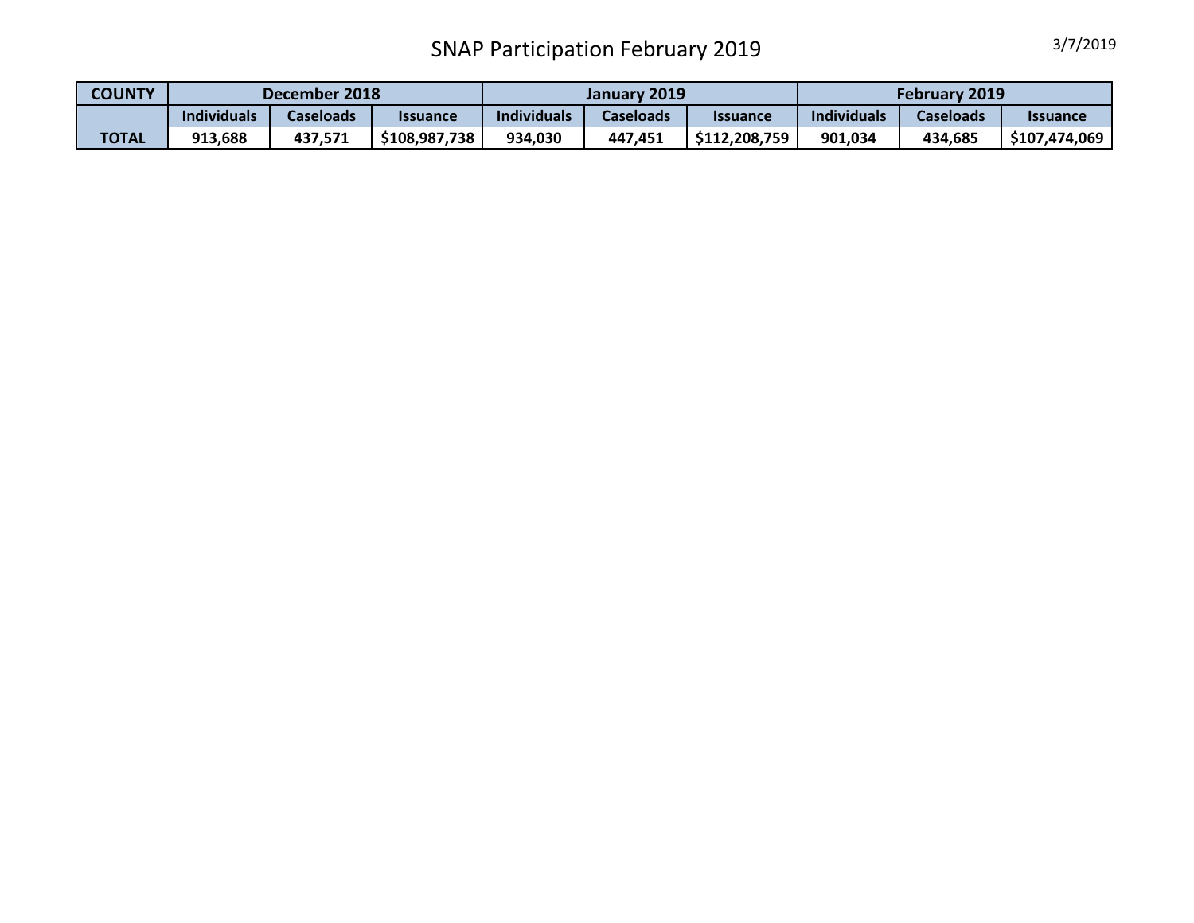# SNAP Participation February 2019

3/7/2019

| COUNTY | December 2018 | | | January 2019 | | | February 2019 | | |
|---|---|---|---|---|---|---|---|---|---|
| | Individuals | Caseloads | Issuance | Individuals | Caseloads | Issuance | Individuals | Caseloads | Issuance |
| TOTAL | 913,688 | 437,571 | $108,987,738 | 934,030 | 447,451 | $112,208,759 | 901,034 | 434,685 | $107,474,069 |